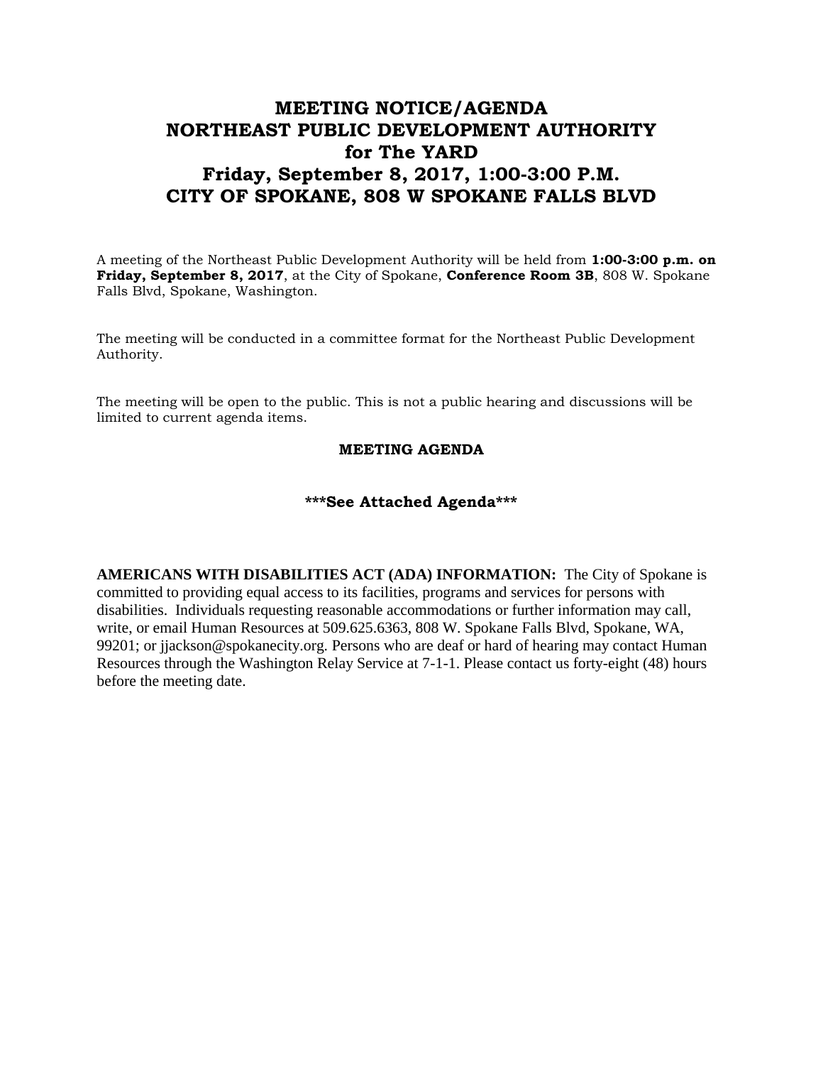# MEETING NOTICE/AGENDA
# NORTHEAST PUBLIC DEVELOPMENT AUTHORITY
# for The YARD
# Friday, September 8, 2017, 1:00-3:00 P.M.
# CITY OF SPOKANE, 808 W SPOKANE FALLS BLVD

A meeting of the Northeast Public Development Authority will be held from **1:00-3:00 p.m. on Friday, September 8, 2017**, at the City of Spokane, **Conference Room 3B**, 808 W. Spokane Falls Blvd, Spokane, Washington.

The meeting will be conducted in a committee format for the Northeast Public Development Authority.

The meeting will be open to the public. This is not a public hearing and discussions will be limited to current agenda items.

## MEETING AGENDA

**\*\*\*See Attached Agenda\*\*\***

**AMERICANS WITH DISABILITIES ACT (ADA) INFORMATION:** The City of Spokane is committed to providing equal access to its facilities, programs and services for persons with disabilities. Individuals requesting reasonable accommodations or further information may call, write, or email Human Resources at 509.625.6363, 808 W. Spokane Falls Blvd, Spokane, WA, 99201; or jjackson@spokanecity.org. Persons who are deaf or hard of hearing may contact Human Resources through the Washington Relay Service at 7-1-1. Please contact us forty-eight (48) hours before the meeting date.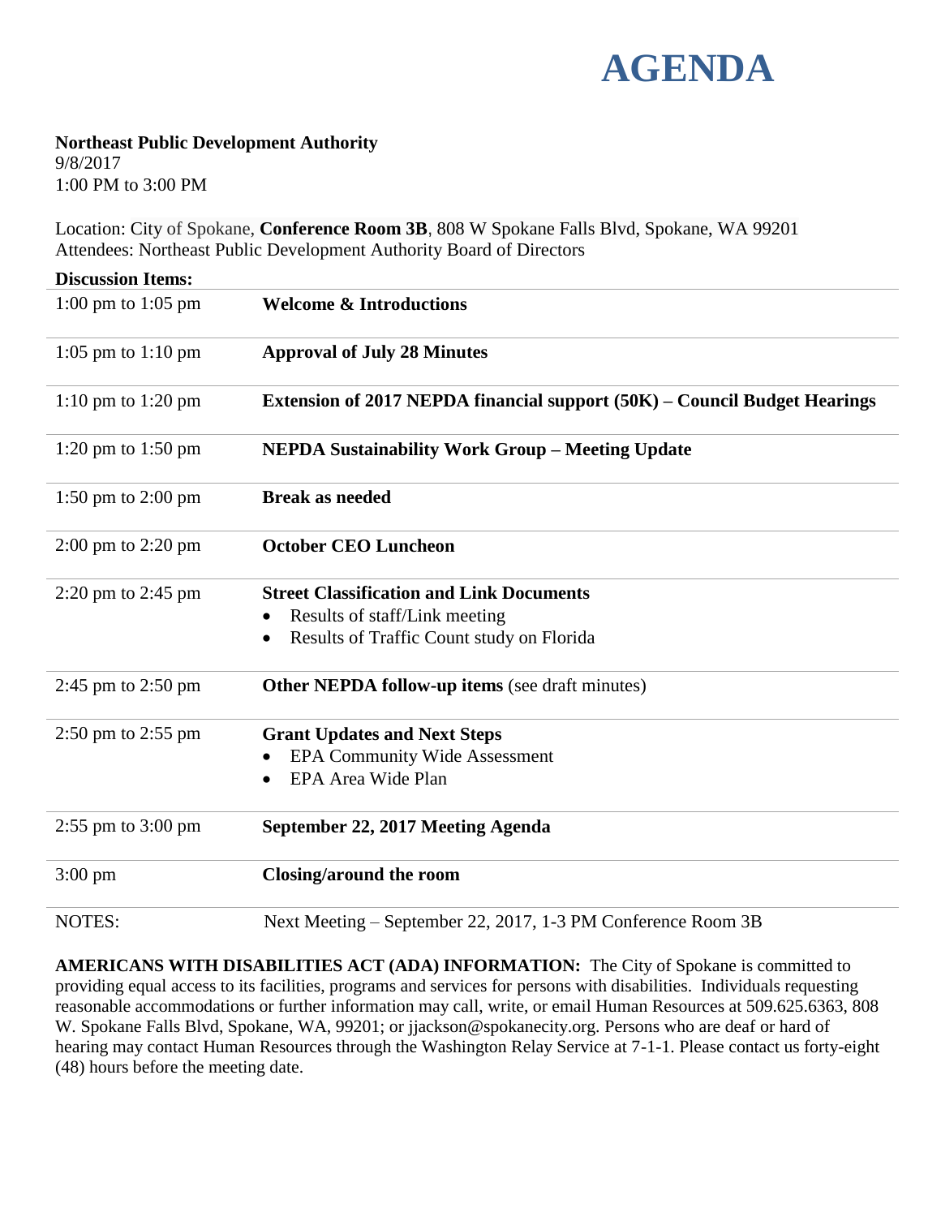# AGENDA

**Northeast Public Development Authority**
9/8/2017
1:00 PM to 3:00 PM

Location: City of Spokane, **Conference Room 3B**, 808 W Spokane Falls Blvd, Spokane, WA 99201
Attendees: Northeast Public Development Authority Board of Directors

**Discussion Items:**

| | |
|---|---|
| 1:00 pm to 1:05 pm | **Welcome & Introductions** |
| 1:05 pm to 1:10 pm | **Approval of July 28 Minutes** |
| 1:10 pm to 1:20 pm | **Extension of 2017 NEPDA financial support (50K) – Council Budget Hearings** |
| 1:20 pm to 1:50 pm | **NEPDA Sustainability Work Group – Meeting Update** |
| 1:50 pm to 2:00 pm | **Break as needed** |
| 2:00 pm to 2:20 pm | **October CEO Luncheon** |
| 2:20 pm to 2:45 pm | **Street Classification and Link Documents**<br>• Results of staff/Link meeting<br>• Results of Traffic Count study on Florida |
| 2:45 pm to 2:50 pm | **Other NEPDA follow-up items** (see draft minutes) |
| 2:50 pm to 2:55 pm | **Grant Updates and Next Steps**<br>• EPA Community Wide Assessment<br>• EPA Area Wide Plan |
| 2:55 pm to 3:00 pm | **September 22, 2017 Meeting Agenda** |
| 3:00 pm | **Closing/around the room** |
| NOTES: | Next Meeting – September 22, 2017, 1-3 PM Conference Room 3B |

**AMERICANS WITH DISABILITIES ACT (ADA) INFORMATION:** The City of Spokane is committed to providing equal access to its facilities, programs and services for persons with disabilities. Individuals requesting reasonable accommodations or further information may call, write, or email Human Resources at 509.625.6363, 808 W. Spokane Falls Blvd, Spokane, WA, 99201; or jjackson@spokanecity.org. Persons who are deaf or hard of hearing may contact Human Resources through the Washington Relay Service at 7-1-1. Please contact us forty-eight (48) hours before the meeting date.